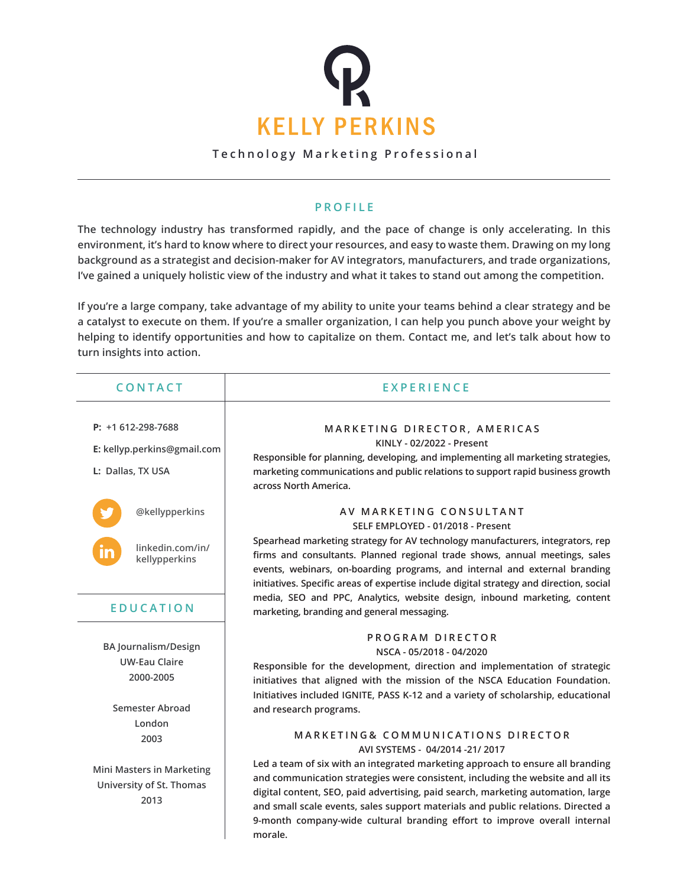# KELLY PERKINS

Technology Marketing Professional

## PROFILE

The technology industry has transformed rapidly, and the pace of change is only accelerating. In this environment, it's hard to know where to direct your resources, and easy to waste them. Drawing on my long background as a strategist and decision-maker for AV integrators, manufacturers, and trade organizations, I've gained a uniquely holistic view of the industry and what it takes to stand out among the competition.

If you're a large company, take advantage of my ability to unite your teams behind a clear strategy and be a catalyst to execute on them. If you're a smaller organization, I can help you punch above your weight by helping to identify opportunities and how to capitalize on them. Contact me, and let's talk about how to turn insights into action.

## CONTACT

**P:** +1 612-298-7688

**E:** kellyp.perkins@gmail.com

**L:** Dallas, TX USA

@kellypperkins

linkedin.com/in/kellypperkins

## EDUCATION

BA Journalism/Design
UW-Eau Claire
2000-2005

Semester Abroad
London
2003

Mini Masters in Marketing
University of St. Thomas
2013

## EXPERIENCE

### MARKETING DIRECTOR, AMERICAS

KINLY - 02/2022 - Present

Responsible for planning, developing, and implementing all marketing strategies, marketing communications and public relations to support rapid business growth across North America.

### AV MARKETING CONSULTANT

SELF EMPLOYED - 01/2018 - Present

Spearhead marketing strategy for AV technology manufacturers, integrators, rep firms and consultants. Planned regional trade shows, annual meetings, sales events, webinars, on-boarding programs, and internal and external branding initiatives. Specific areas of expertise include digital strategy and direction, social media, SEO and PPC, Analytics, website design, inbound marketing, content marketing, branding and general messaging.

### PROGRAM DIRECTOR

NSCA - 05/2018 - 04/2020

Responsible for the development, direction and implementation of strategic initiatives that aligned with the mission of the NSCA Education Foundation. Initiatives included IGNITE, PASS K-12 and a variety of scholarship, educational and research programs.

### MARKETING& COMMUNICATIONS DIRECTOR

AVI SYSTEMS - 04/2014 -21/ 2017

Led a team of six with an integrated marketing approach to ensure all branding and communication strategies were consistent, including the website and all its digital content, SEO, paid advertising, paid search, marketing automation, large and small scale events, sales support materials and public relations. Directed a 9-month company-wide cultural branding effort to improve overall internal morale.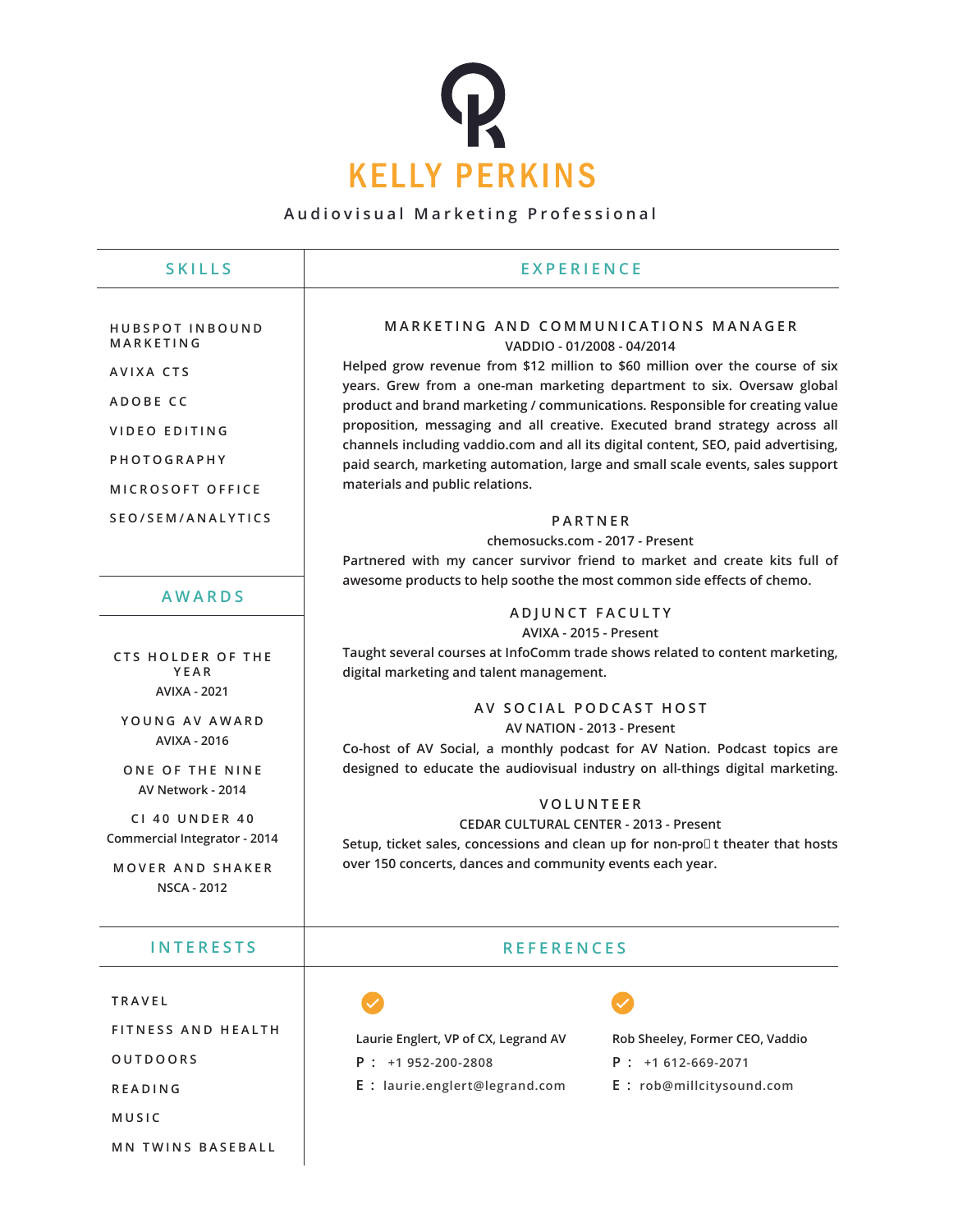# KELLY PERKINS

Audiovisual Marketing Professional

## SKILLS

- HUBSPOT INBOUND MARKETING
- AVIXA CTS
- ADOBE CC
- VIDEO EDITING
- PHOTOGRAPHY
- MICROSOFT OFFICE
- SEO/SEM/ANALYTICS

## AWARDS

**CTS HOLDER OF THE YEAR**
AVIXA - 2021

**YOUNG AV AWARD**
AVIXA - 2016

**ONE OF THE NINE**
AV Network - 2014

**CI 40 UNDER 40**
Commercial Integrator - 2014

**MOVER AND SHAKER**
NSCA - 2012

## EXPERIENCE

### MARKETING AND COMMUNICATIONS MANAGER

VADDIO - 01/2008 - 04/2014

Helped grow revenue from $12 million to $60 million over the course of six years. Grew from a one-man marketing department to six. Oversaw global product and brand marketing / communications. Responsible for creating value proposition, messaging and all creative. Executed brand strategy across all channels including vaddio.com and all its digital content, SEO, paid advertising, paid search, marketing automation, large and small scale events, sales support materials and public relations.

### PARTNER

chemosucks.com - 2017 - Present

Partnered with my cancer survivor friend to market and create kits full of awesome products to help soothe the most common side effects of chemo.

### ADJUNCT FACULTY

AVIXA - 2015 - Present

Taught several courses at InfoComm trade shows related to content marketing, digital marketing and talent management.

### AV SOCIAL PODCAST HOST

AV NATION - 2013 - Present

Co-host of AV Social, a monthly podcast for AV Nation. Podcast topics are designed to educate the audiovisual industry on all-things digital marketing.

### VOLUNTEER

CEDAR CULTURAL CENTER - 2013 - Present

Setup, ticket sales, concessions and clean up for non-profit theater that hosts over 150 concerts, dances and community events each year.

## INTERESTS

- TRAVEL
- FITNESS AND HEALTH
- OUTDOORS
- READING
- MUSIC
- MN TWINS BASEBALL

## REFERENCES

Laurie Englert, VP of CX, Legrand AV
P : +1 952-200-2808
E : laurie.englert@legrand.com

Rob Sheeley, Former CEO, Vaddio
P : +1 612-669-2071
E : rob@millcitysound.com